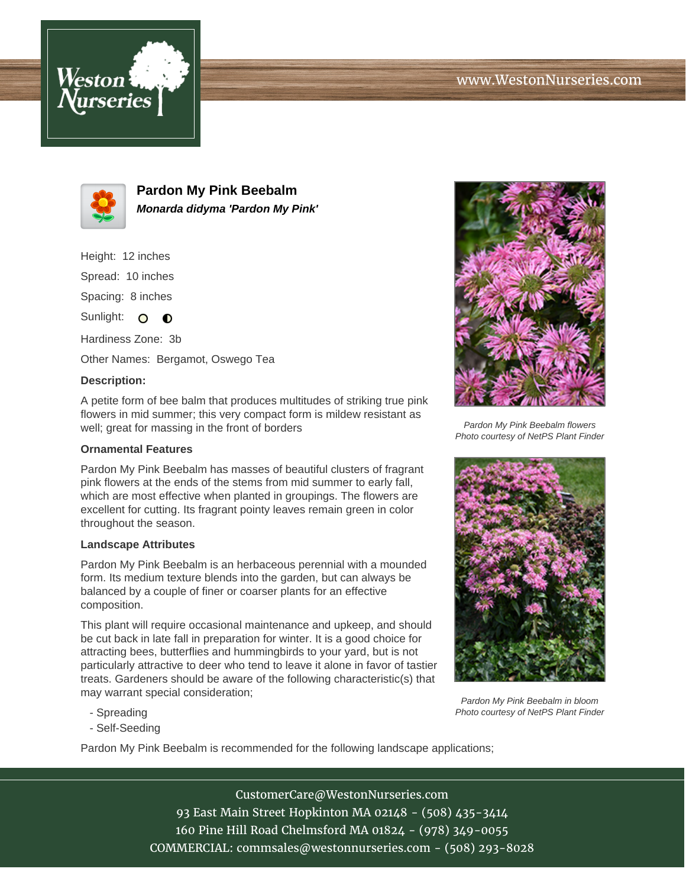# Pardon My Pink Beebalm

***Monarda didyma 'Pardon My Pink'***

Height: 12 inches

Spread: 10 inches

Spacing: 8 inches

Sunlight:

Hardiness Zone: 3b

Other Names: Bergamot, Oswego Tea

**Description:**

A petite form of bee balm that produces multitudes of striking true pink flowers in mid summer; this very compact form is mildew resistant as well; great for massing in the front of borders

*Pardon My Pink Beebalm flowers*
*Photo courtesy of NetPS Plant Finder*

### Ornamental Features

Pardon My Pink Beebalm has masses of beautiful clusters of fragrant pink flowers at the ends of the stems from mid summer to early fall, which are most effective when planted in groupings. The flowers are excellent for cutting. Its fragrant pointy leaves remain green in color throughout the season.

### Landscape Attributes

Pardon My Pink Beebalm is an herbaceous perennial with a mounded form. Its medium texture blends into the garden, but can always be balanced by a couple of finer or coarser plants for an effective composition.

This plant will require occasional maintenance and upkeep, and should be cut back in late fall in preparation for winter. It is a good choice for attracting bees, butterflies and hummingbirds to your yard, but is not particularly attractive to deer who tend to leave it alone in favor of tastier treats. Gardeners should be aware of the following characteristic(s) that may warrant special consideration;

- Spreading
- Self-Seeding

*Pardon My Pink Beebalm in bloom*
*Photo courtesy of NetPS Plant Finder*

Pardon My Pink Beebalm is recommended for the following landscape applications;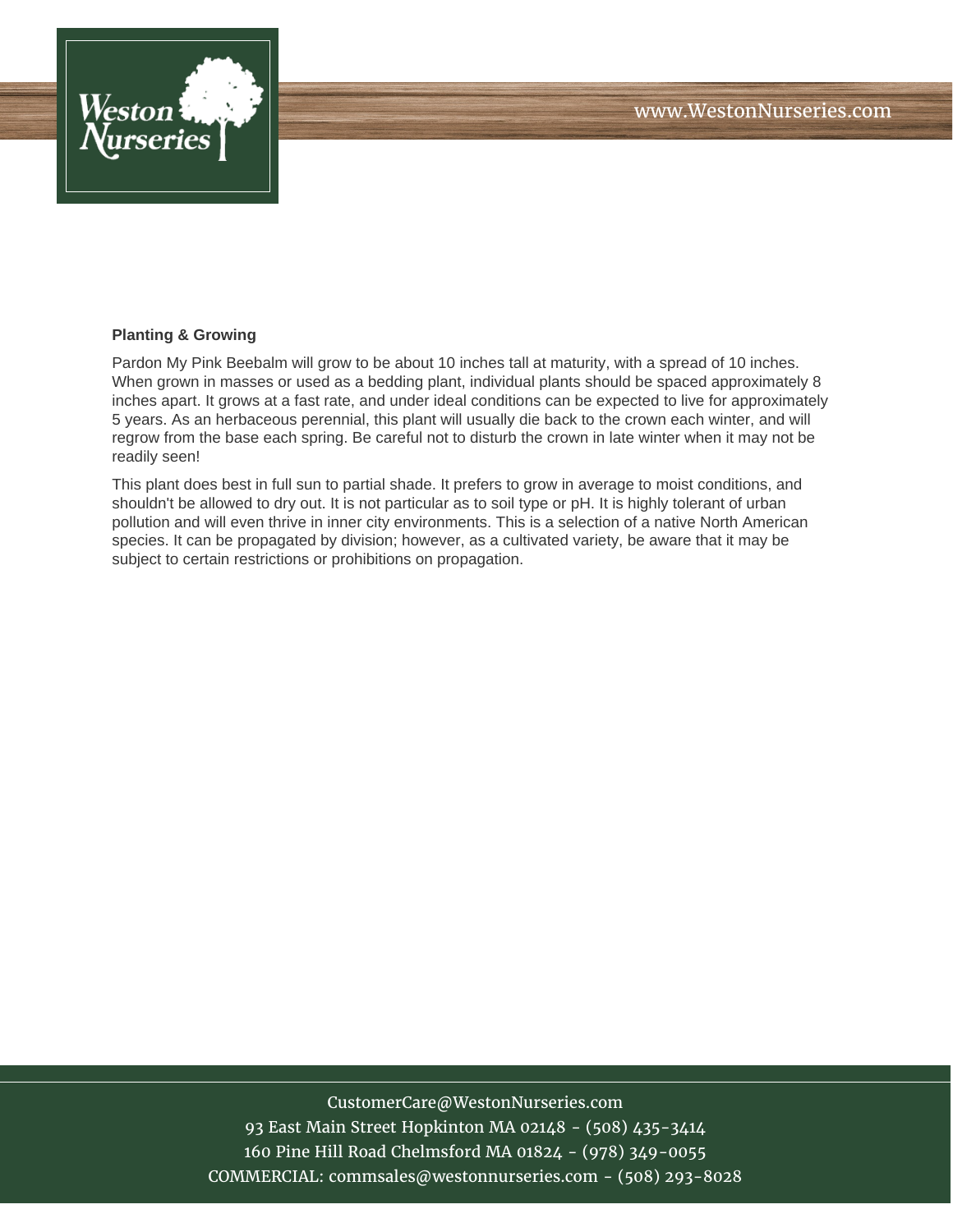**Planting & Growing**

Pardon My Pink Beebalm will grow to be about 10 inches tall at maturity, with a spread of 10 inches. When grown in masses or used as a bedding plant, individual plants should be spaced approximately 8 inches apart. It grows at a fast rate, and under ideal conditions can be expected to live for approximately 5 years. As an herbaceous perennial, this plant will usually die back to the crown each winter, and will regrow from the base each spring. Be careful not to disturb the crown in late winter when it may not be readily seen!

This plant does best in full sun to partial shade. It prefers to grow in average to moist conditions, and shouldn't be allowed to dry out. It is not particular as to soil type or pH. It is highly tolerant of urban pollution and will even thrive in inner city environments. This is a selection of a native North American species. It can be propagated by division; however, as a cultivated variety, be aware that it may be subject to certain restrictions or prohibitions on propagation.